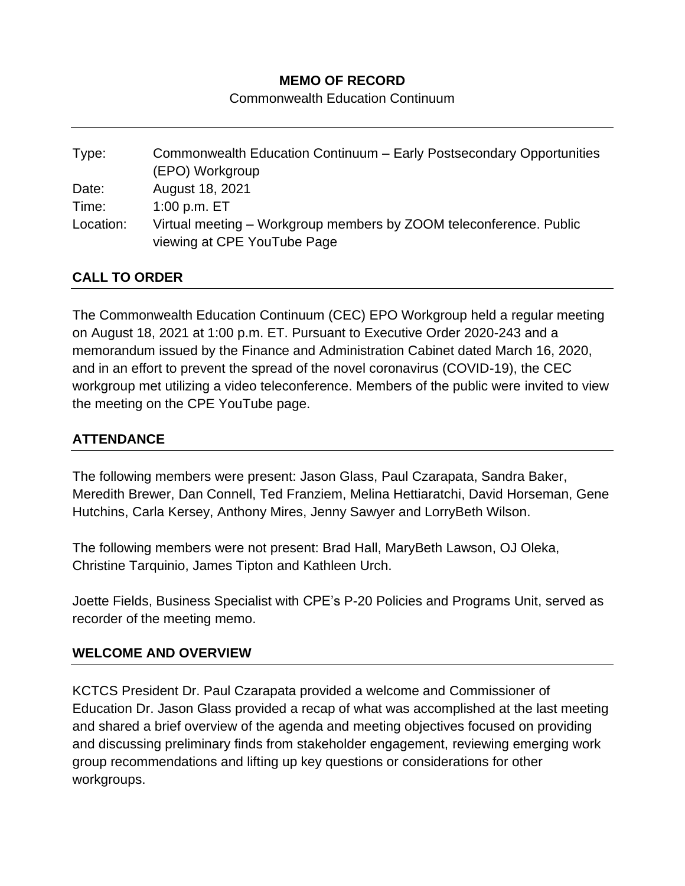**MEMO OF RECORD**

Commonwealth Education Continuum

---

| | |
|---|---|
| Type: | Commonwealth Education Continuum – Early Postsecondary Opportunities (EPO) Workgroup |
| Date: | August 18, 2021 |
| Time: | 1:00 p.m. ET |
| Location: | Virtual meeting – Workgroup members by ZOOM teleconference. Public viewing at CPE YouTube Page |

## CALL TO ORDER

The Commonwealth Education Continuum (CEC) EPO Workgroup held a regular meeting on August 18, 2021 at 1:00 p.m. ET. Pursuant to Executive Order 2020-243 and a memorandum issued by the Finance and Administration Cabinet dated March 16, 2020, and in an effort to prevent the spread of the novel coronavirus (COVID-19), the CEC workgroup met utilizing a video teleconference. Members of the public were invited to view the meeting on the CPE YouTube page.

## ATTENDANCE

The following members were present: Jason Glass, Paul Czarapata, Sandra Baker, Meredith Brewer, Dan Connell, Ted Franziem, Melina Hettiaratchi, David Horseman, Gene Hutchins, Carla Kersey, Anthony Mires, Jenny Sawyer and LorryBeth Wilson.

The following members were not present: Brad Hall, MaryBeth Lawson, OJ Oleka, Christine Tarquinio, James Tipton and Kathleen Urch.

Joette Fields, Business Specialist with CPE's P-20 Policies and Programs Unit, served as recorder of the meeting memo.

## WELCOME AND OVERVIEW

KCTCS President Dr. Paul Czarapata provided a welcome and Commissioner of Education Dr. Jason Glass provided a recap of what was accomplished at the last meeting and shared a brief overview of the agenda and meeting objectives focused on providing and discussing preliminary finds from stakeholder engagement, reviewing emerging work group recommendations and lifting up key questions or considerations for other workgroups.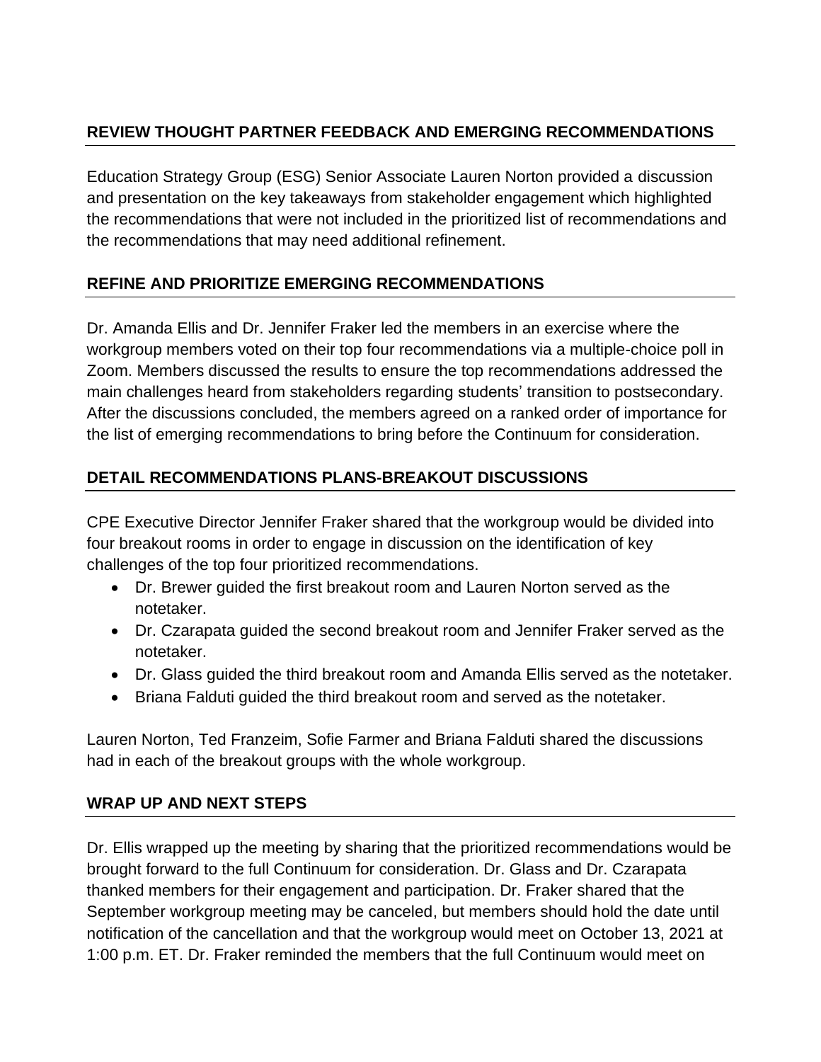## REVIEW THOUGHT PARTNER FEEDBACK AND EMERGING RECOMMENDATIONS

Education Strategy Group (ESG) Senior Associate Lauren Norton provided a discussion and presentation on the key takeaways from stakeholder engagement which highlighted the recommendations that were not included in the prioritized list of recommendations and the recommendations that may need additional refinement.

## REFINE AND PRIORITIZE EMERGING RECOMMENDATIONS

Dr. Amanda Ellis and Dr. Jennifer Fraker led the members in an exercise where the workgroup members voted on their top four recommendations via a multiple-choice poll in Zoom. Members discussed the results to ensure the top recommendations addressed the main challenges heard from stakeholders regarding students' transition to postsecondary. After the discussions concluded, the members agreed on a ranked order of importance for the list of emerging recommendations to bring before the Continuum for consideration.

## DETAIL RECOMMENDATIONS PLANS-BREAKOUT DISCUSSIONS

CPE Executive Director Jennifer Fraker shared that the workgroup would be divided into four breakout rooms in order to engage in discussion on the identification of key challenges of the top four prioritized recommendations.

- Dr. Brewer guided the first breakout room and Lauren Norton served as the notetaker.
- Dr. Czarapata guided the second breakout room and Jennifer Fraker served as the notetaker.
- Dr. Glass guided the third breakout room and Amanda Ellis served as the notetaker.
- Briana Falduti guided the third breakout room and served as the notetaker.

Lauren Norton, Ted Franzeim, Sofie Farmer and Briana Falduti shared the discussions had in each of the breakout groups with the whole workgroup.

## WRAP UP AND NEXT STEPS

Dr. Ellis wrapped up the meeting by sharing that the prioritized recommendations would be brought forward to the full Continuum for consideration. Dr. Glass and Dr. Czarapata thanked members for their engagement and participation. Dr. Fraker shared that the September workgroup meeting may be canceled, but members should hold the date until notification of the cancellation and that the workgroup would meet on October 13, 2021 at 1:00 p.m. ET. Dr. Fraker reminded the members that the full Continuum would meet on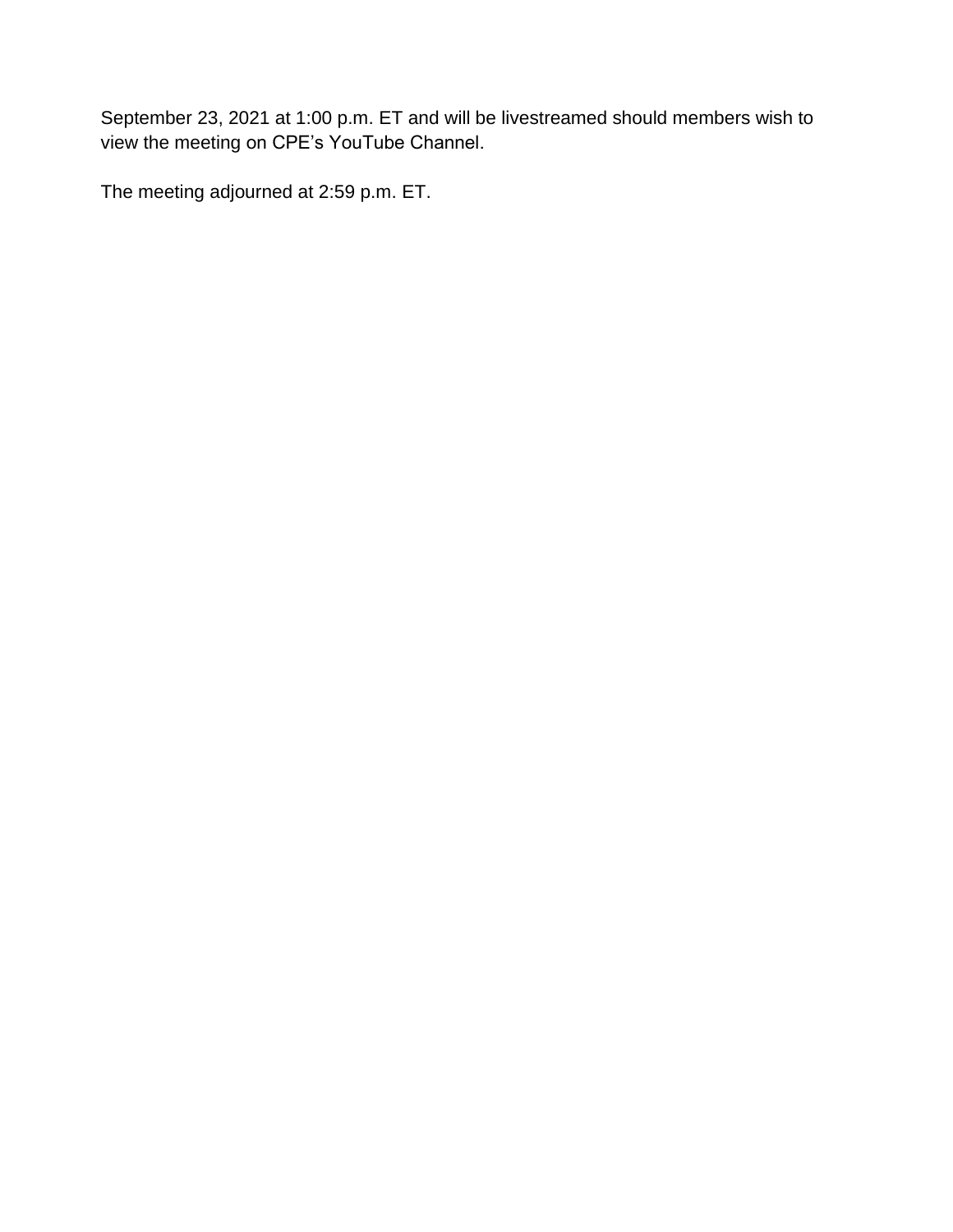September 23, 2021 at 1:00 p.m. ET and will be livestreamed should members wish to view the meeting on CPE's YouTube Channel.

The meeting adjourned at 2:59 p.m. ET.